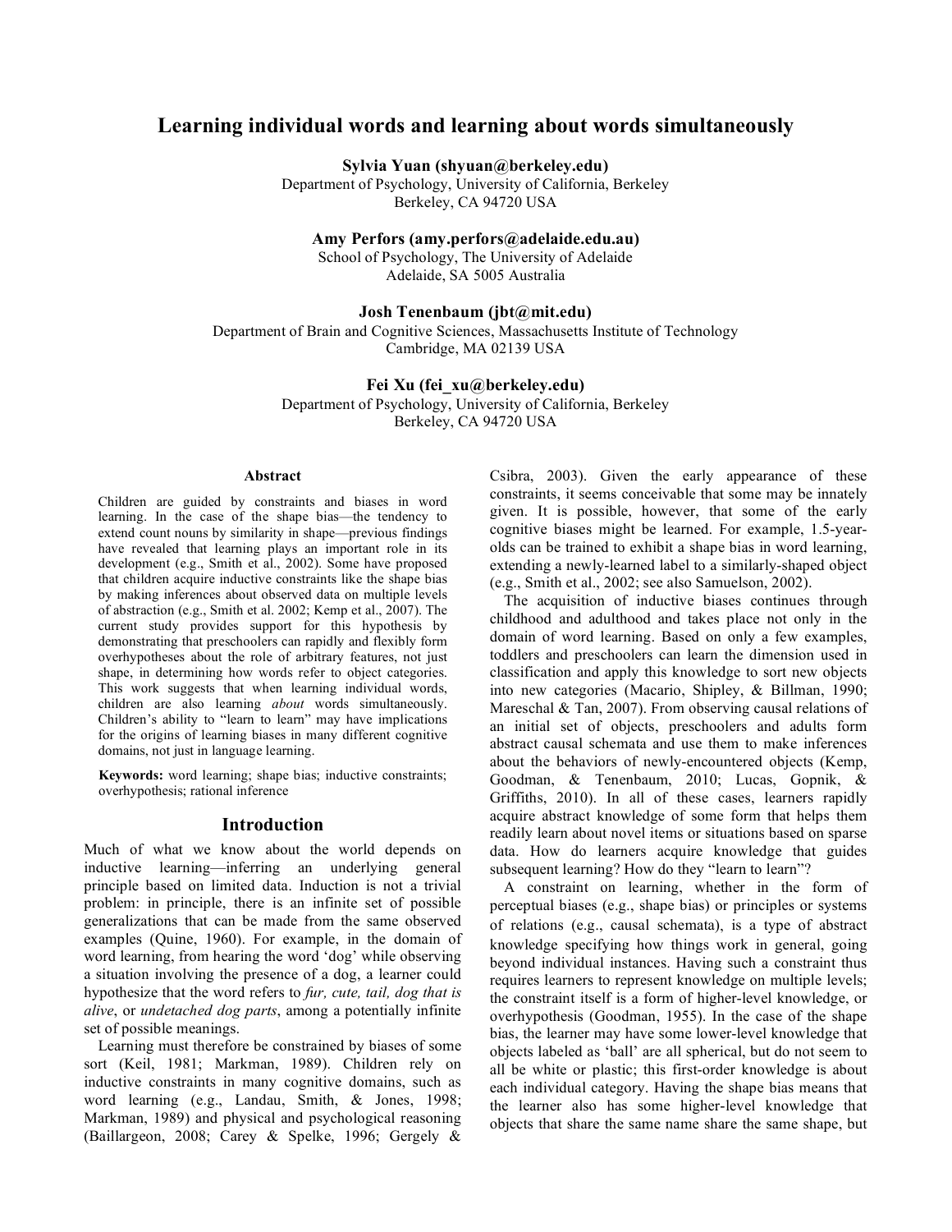# Learning individual words and learning about words simultaneously

**Sylvia Yuan (shyuan@berkeley.edu)**
Department of Psychology, University of California, Berkeley
Berkeley, CA 94720 USA

**Amy Perfors (amy.perfors@adelaide.edu.au)**
School of Psychology, The University of Adelaide
Adelaide, SA 5005 Australia

**Josh Tenenbaum (jbt@mit.edu)**
Department of Brain and Cognitive Sciences, Massachusetts Institute of Technology
Cambridge, MA 02139 USA

**Fei Xu (fei_xu@berkeley.edu)**
Department of Psychology, University of California, Berkeley
Berkeley, CA 94720 USA

## Abstract

Children are guided by constraints and biases in word learning. In the case of the shape bias—the tendency to extend count nouns by similarity in shape—previous findings have revealed that learning plays an important role in its development (e.g., Smith et al., 2002). Some have proposed that children acquire inductive constraints like the shape bias by making inferences about observed data on multiple levels of abstraction (e.g., Smith et al. 2002; Kemp et al., 2007). The current study provides support for this hypothesis by demonstrating that preschoolers can rapidly and flexibly form overhypotheses about the role of arbitrary features, not just shape, in determining how words refer to object categories. This work suggests that when learning individual words, children are also learning *about* words simultaneously. Children's ability to "learn to learn" may have implications for the origins of learning biases in many different cognitive domains, not just in language learning.

**Keywords:** word learning; shape bias; inductive constraints; overhypothesis; rational inference

## Introduction

Much of what we know about the world depends on inductive learning—inferring an underlying general principle based on limited data. Induction is not a trivial problem: in principle, there is an infinite set of possible generalizations that can be made from the same observed examples (Quine, 1960). For example, in the domain of word learning, from hearing the word 'dog' while observing a situation involving the presence of a dog, a learner could hypothesize that the word refers to *fur, cute, tail, dog that is alive*, or *undetached dog parts*, among a potentially infinite set of possible meanings.

Learning must therefore be constrained by biases of some sort (Keil, 1981; Markman, 1989). Children rely on inductive constraints in many cognitive domains, such as word learning (e.g., Landau, Smith, & Jones, 1998; Markman, 1989) and physical and psychological reasoning (Baillargeon, 2008; Carey & Spelke, 1996; Gergely & Csibra, 2003). Given the early appearance of these constraints, it seems conceivable that some may be innately given. It is possible, however, that some of the early cognitive biases might be learned. For example, 1.5-year-olds can be trained to exhibit a shape bias in word learning, extending a newly-learned label to a similarly-shaped object (e.g., Smith et al., 2002; see also Samuelson, 2002).

The acquisition of inductive biases continues through childhood and adulthood and takes place not only in the domain of word learning. Based on only a few examples, toddlers and preschoolers can learn the dimension used in classification and apply this knowledge to sort new objects into new categories (Macario, Shipley, & Billman, 1990; Mareschal & Tan, 2007). From observing causal relations of an initial set of objects, preschoolers and adults form abstract causal schemata and use them to make inferences about the behaviors of newly-encountered objects (Kemp, Goodman, & Tenenbaum, 2010; Lucas, Gopnik, & Griffiths, 2010). In all of these cases, learners rapidly acquire abstract knowledge of some form that helps them readily learn about novel items or situations based on sparse data. How do learners acquire knowledge that guides subsequent learning? How do they "learn to learn"?

A constraint on learning, whether in the form of perceptual biases (e.g., shape bias) or principles or systems of relations (e.g., causal schemata), is a type of abstract knowledge specifying how things work in general, going beyond individual instances. Having such a constraint thus requires learners to represent knowledge on multiple levels; the constraint itself is a form of higher-level knowledge, or overhypothesis (Goodman, 1955). In the case of the shape bias, the learner may have some lower-level knowledge that objects labeled as 'ball' are all spherical, but do not seem to all be white or plastic; this first-order knowledge is about each individual category. Having the shape bias means that the learner also has some higher-level knowledge that objects that share the same name share the same shape, but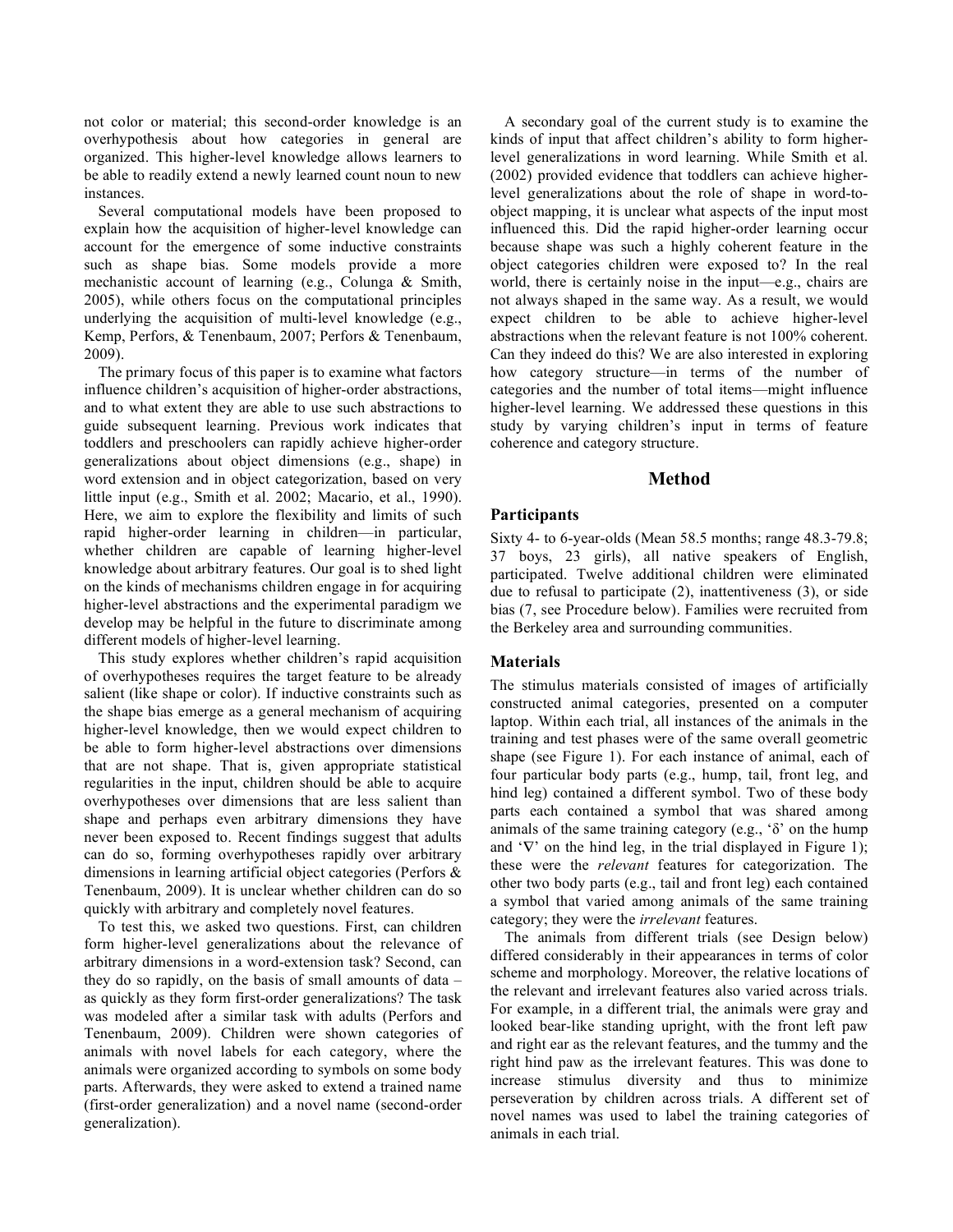not color or material; this second-order knowledge is an overhypothesis about how categories in general are organized. This higher-level knowledge allows learners to be able to readily extend a newly learned count noun to new instances.

Several computational models have been proposed to explain how the acquisition of higher-level knowledge can account for the emergence of some inductive constraints such as shape bias. Some models provide a more mechanistic account of learning (e.g., Colunga & Smith, 2005), while others focus on the computational principles underlying the acquisition of multi-level knowledge (e.g., Kemp, Perfors, & Tenenbaum, 2007; Perfors & Tenenbaum, 2009).

The primary focus of this paper is to examine what factors influence children's acquisition of higher-order abstractions, and to what extent they are able to use such abstractions to guide subsequent learning. Previous work indicates that toddlers and preschoolers can rapidly achieve higher-order generalizations about object dimensions (e.g., shape) in word extension and in object categorization, based on very little input (e.g., Smith et al. 2002; Macario, et al., 1990). Here, we aim to explore the flexibility and limits of such rapid higher-order learning in children—in particular, whether children are capable of learning higher-level knowledge about arbitrary features. Our goal is to shed light on the kinds of mechanisms children engage in for acquiring higher-level abstractions and the experimental paradigm we develop may be helpful in the future to discriminate among different models of higher-level learning.

This study explores whether children's rapid acquisition of overhypotheses requires the target feature to be already salient (like shape or color). If inductive constraints such as the shape bias emerge as a general mechanism of acquiring higher-level knowledge, then we would expect children to be able to form higher-level abstractions over dimensions that are not shape. That is, given appropriate statistical regularities in the input, children should be able to acquire overhypotheses over dimensions that are less salient than shape and perhaps even arbitrary dimensions they have never been exposed to. Recent findings suggest that adults can do so, forming overhypotheses rapidly over arbitrary dimensions in learning artificial object categories (Perfors & Tenenbaum, 2009). It is unclear whether children can do so quickly with arbitrary and completely novel features.

To test this, we asked two questions. First, can children form higher-level generalizations about the relevance of arbitrary dimensions in a word-extension task? Second, can they do so rapidly, on the basis of small amounts of data – as quickly as they form first-order generalizations? The task was modeled after a similar task with adults (Perfors and Tenenbaum, 2009). Children were shown categories of animals with novel labels for each category, where the animals were organized according to symbols on some body parts. Afterwards, they were asked to extend a trained name (first-order generalization) and a novel name (second-order generalization).

A secondary goal of the current study is to examine the kinds of input that affect children's ability to form higher-level generalizations in word learning. While Smith et al. (2002) provided evidence that toddlers can achieve higher-level generalizations about the role of shape in word-to-object mapping, it is unclear what aspects of the input most influenced this. Did the rapid higher-order learning occur because shape was such a highly coherent feature in the object categories children were exposed to? In the real world, there is certainly noise in the input—e.g., chairs are not always shaped in the same way. As a result, we would expect children to be able to achieve higher-level abstractions when the relevant feature is not 100% coherent. Can they indeed do this? We are also interested in exploring how category structure—in terms of the number of categories and the number of total items—might influence higher-level learning. We addressed these questions in this study by varying children's input in terms of feature coherence and category structure.

## Method

### Participants

Sixty 4- to 6-year-olds (Mean 58.5 months; range 48.3-79.8; 37 boys, 23 girls), all native speakers of English, participated. Twelve additional children were eliminated due to refusal to participate (2), inattentiveness (3), or side bias (7, see Procedure below). Families were recruited from the Berkeley area and surrounding communities.

### Materials

The stimulus materials consisted of images of artificially constructed animal categories, presented on a computer laptop. Within each trial, all instances of the animals in the training and test phases were of the same overall geometric shape (see Figure 1). For each instance of animal, each of four particular body parts (e.g., hump, tail, front leg, and hind leg) contained a different symbol. Two of these body parts each contained a symbol that was shared among animals of the same training category (e.g., 'δ' on the hump and '∇' on the hind leg, in the trial displayed in Figure 1); these were the *relevant* features for categorization. The other two body parts (e.g., tail and front leg) each contained a symbol that varied among animals of the same training category; they were the *irrelevant* features.

The animals from different trials (see Design below) differed considerably in their appearances in terms of color scheme and morphology. Moreover, the relative locations of the relevant and irrelevant features also varied across trials. For example, in a different trial, the animals were gray and looked bear-like standing upright, with the front left paw and right ear as the relevant features, and the tummy and the right hind paw as the irrelevant features. This was done to increase stimulus diversity and thus to minimize perseveration by children across trials. A different set of novel names was used to label the training categories of animals in each trial.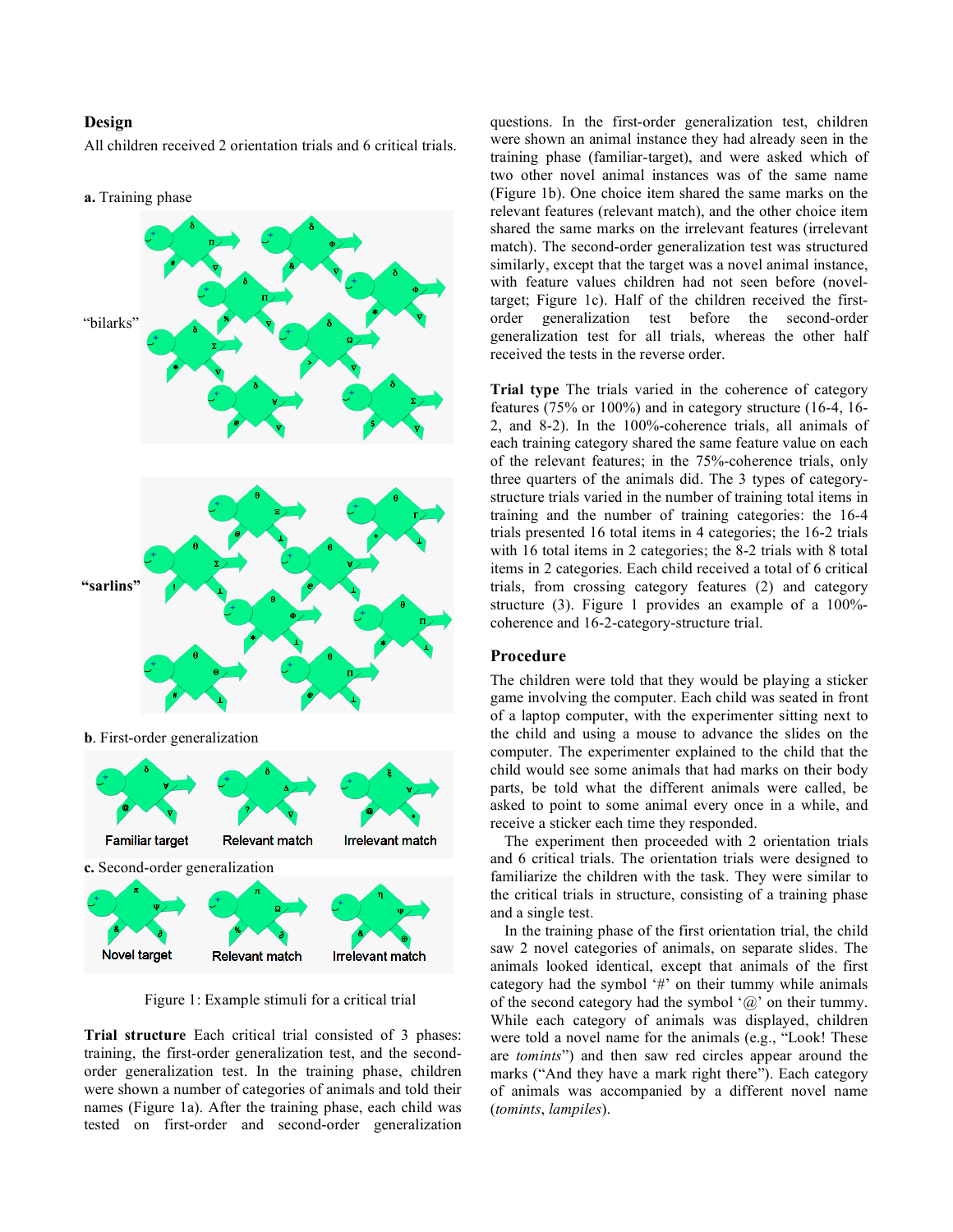## Design

All children received 2 orientation trials and 6 critical trials.

**a.** Training phase

"bilarks"

**"sarlins"**

**b**. First-order generalization

Familiar target    Relevant match    Irrelevant match

**c.** Second-order generalization

Novel target    Relevant match    Irrelevant match

Figure 1: Example stimuli for a critical trial

**Trial structure** Each critical trial consisted of 3 phases: training, the first-order generalization test, and the second-order generalization test. In the training phase, children were shown a number of categories of animals and told their names (Figure 1a). After the training phase, each child was tested on first-order and second-order generalization questions. In the first-order generalization test, children were shown an animal instance they had already seen in the training phase (familiar-target), and were asked which of two other novel animal instances was of the same name (Figure 1b). One choice item shared the same marks on the relevant features (relevant match), and the other choice item shared the same marks on the irrelevant features (irrelevant match). The second-order generalization test was structured similarly, except that the target was a novel animal instance, with feature values children had not seen before (novel-target; Figure 1c). Half of the children received the first-order generalization test before the second-order generalization test for all trials, whereas the other half received the tests in the reverse order.

**Trial type** The trials varied in the coherence of category features (75% or 100%) and in category structure (16-4, 16-2, and 8-2). In the 100%-coherence trials, all animals of each training category shared the same feature value on each of the relevant features; in the 75%-coherence trials, only three quarters of the animals did. The 3 types of category-structure trials varied in the number of training total items in training and the number of training categories: the 16-4 trials presented 16 total items in 4 categories; the 16-2 trials with 16 total items in 2 categories; the 8-2 trials with 8 total items in 2 categories. Each child received a total of 6 critical trials, from crossing category features (2) and category structure (3). Figure 1 provides an example of a 100%-coherence and 16-2-category-structure trial.

## Procedure

The children were told that they would be playing a sticker game involving the computer. Each child was seated in front of a laptop computer, with the experimenter sitting next to the child and using a mouse to advance the slides on the computer. The experimenter explained to the child that the child would see some animals that had marks on their body parts, be told what the different animals were called, be asked to point to some animal every once in a while, and receive a sticker each time they responded.

The experiment then proceeded with 2 orientation trials and 6 critical trials. The orientation trials were designed to familiarize the children with the task. They were similar to the critical trials in structure, consisting of a training phase and a single test.

In the training phase of the first orientation trial, the child saw 2 novel categories of animals, on separate slides. The animals looked identical, except that animals of the first category had the symbol '#' on their tummy while animals of the second category had the symbol '@' on their tummy. While each category of animals was displayed, children were told a novel name for the animals (e.g., "Look! These are *tomints*") and then saw red circles appear around the marks ("And they have a mark right there"). Each category of animals was accompanied by a different novel name (*tomints*, *lampiles*).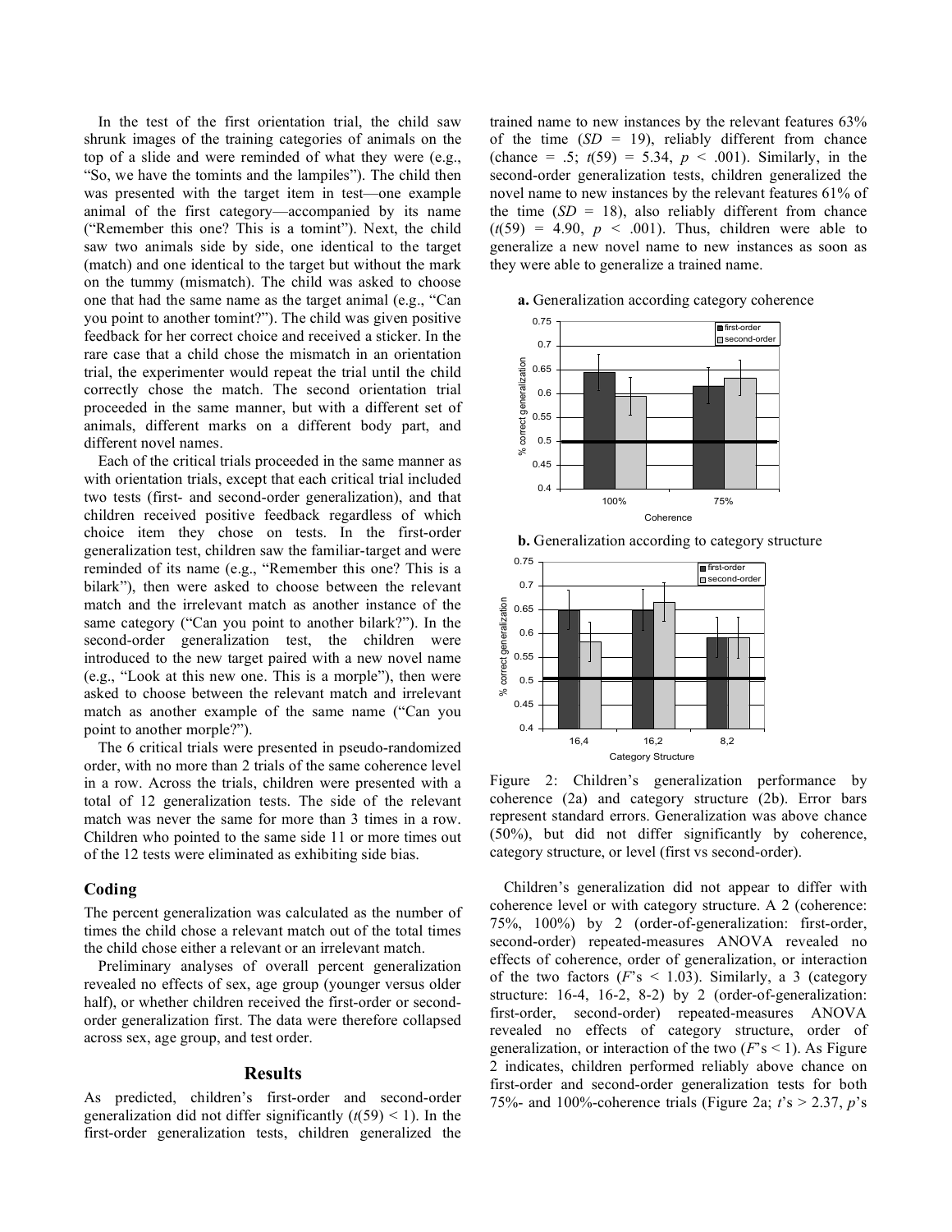In the test of the first orientation trial, the child saw shrunk images of the training categories of animals on the top of a slide and were reminded of what they were (e.g., "So, we have the tomints and the lampiles"). The child then was presented with the target item in test—one example animal of the first category—accompanied by its name ("Remember this one? This is a tomint"). Next, the child saw two animals side by side, one identical to the target (match) and one identical to the target but without the mark on the tummy (mismatch). The child was asked to choose one that had the same name as the target animal (e.g., "Can you point to another tomint?"). The child was given positive feedback for her correct choice and received a sticker. In the rare case that a child chose the mismatch in an orientation trial, the experimenter would repeat the trial until the child correctly chose the match. The second orientation trial proceeded in the same manner, but with a different set of animals, different marks on a different body part, and different novel names.

Each of the critical trials proceeded in the same manner as with orientation trials, except that each critical trial included two tests (first- and second-order generalization), and that children received positive feedback regardless of which choice item they chose on tests. In the first-order generalization test, children saw the familiar-target and were reminded of its name (e.g., "Remember this one? This is a bilark"), then were asked to choose between the relevant match and the irrelevant match as another instance of the same category ("Can you point to another bilark?"). In the second-order generalization test, the children were introduced to the new target paired with a new novel name (e.g., "Look at this new one. This is a morple"), then were asked to choose between the relevant match and irrelevant match as another example of the same name ("Can you point to another morple?").

The 6 critical trials were presented in pseudo-randomized order, with no more than 2 trials of the same coherence level in a row. Across the trials, children were presented with a total of 12 generalization tests. The side of the relevant match was never the same for more than 3 times in a row. Children who pointed to the same side 11 or more times out of the 12 tests were eliminated as exhibiting side bias.

## Coding

The percent generalization was calculated as the number of times the child chose a relevant match out of the total times the child chose either a relevant or an irrelevant match.

Preliminary analyses of overall percent generalization revealed no effects of sex, age group (younger versus older half), or whether children received the first-order or second-order generalization first. The data were therefore collapsed across sex, age group, and test order.

## Results

As predicted, children's first-order and second-order generalization did not differ significantly ($t(59) < 1$). In the first-order generalization tests, children generalized the trained name to new instances by the relevant features 63% of the time ($SD$ = 19), reliably different from chance (chance = .5; $t(59) = 5.34$, $p < .001$). Similarly, in the second-order generalization tests, children generalized the novel name to new instances by the relevant features 61% of the time ($SD$ = 18), also reliably different from chance ($t(59) = 4.90$, $p < .001$). Thus, children were able to generalize a new novel name to new instances as soon as they were able to generalize a trained name.

**a.** Generalization according category coherence

**b.** Generalization according to category structure

Figure 2: Children's generalization performance by coherence (2a) and category structure (2b). Error bars represent standard errors. Generalization was above chance (50%), but did not differ significantly by coherence, category structure, or level (first vs second-order).

Children's generalization did not appear to differ with coherence level or with category structure. A 2 (coherence: 75%, 100%) by 2 (order-of-generalization: first-order, second-order) repeated-measures ANOVA revealed no effects of coherence, order of generalization, or interaction of the two factors ($F$'s < 1.03). Similarly, a 3 (category structure: 16-4, 16-2, 8-2) by 2 (order-of-generalization: first-order, second-order) repeated-measures ANOVA revealed no effects of category structure, order of generalization, or interaction of the two ($F$'s < 1). As Figure 2 indicates, children performed reliably above chance on first-order and second-order generalization tests for both 75%- and 100%-coherence trials (Figure 2a; $t$'s > 2.37, $p$'s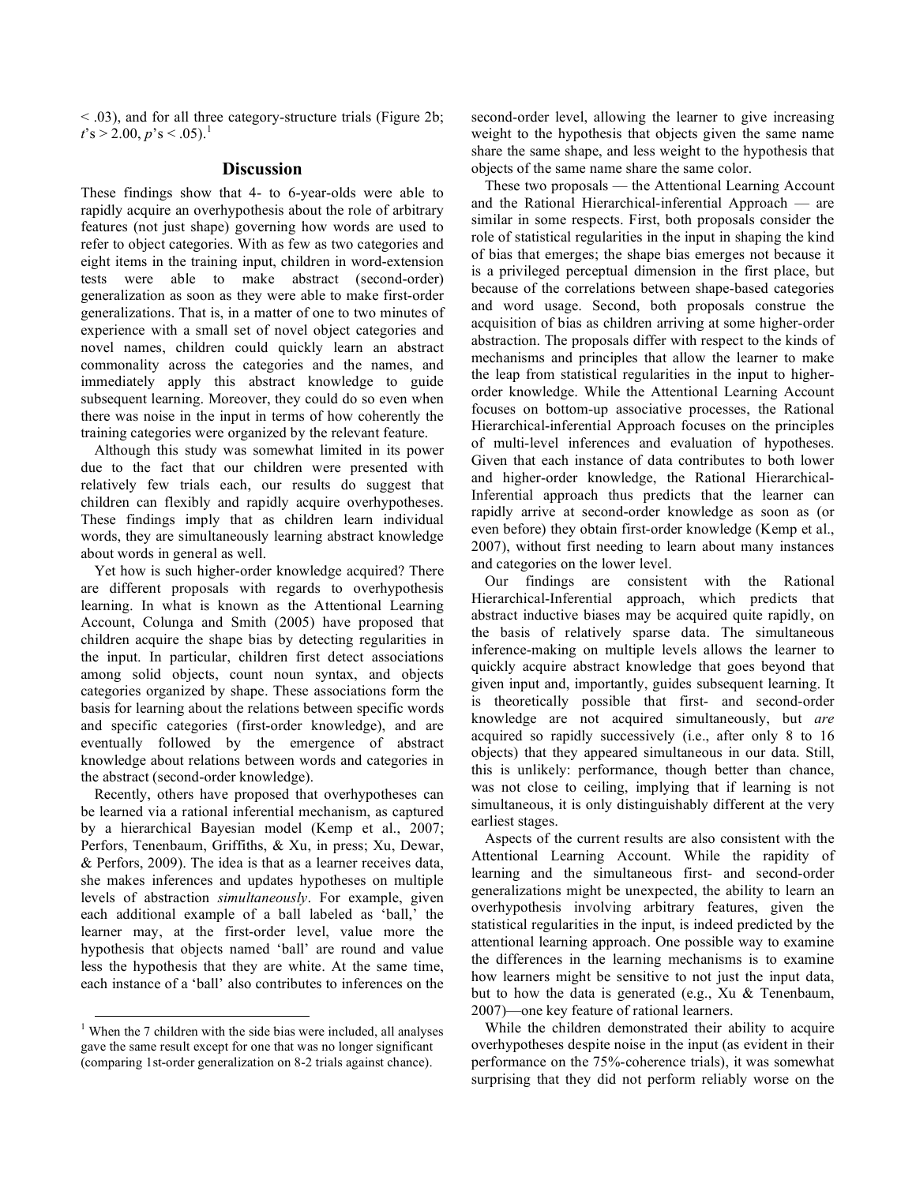< .03), and for all three category-structure trials (Figure 2b; $t$'s > 2.00, $p$'s < .05).[1]

## Discussion

These findings show that 4- to 6-year-olds were able to rapidly acquire an overhypothesis about the role of arbitrary features (not just shape) governing how words are used to refer to object categories. With as few as two categories and eight items in the training input, children in word-extension tests were able to make abstract (second-order) generalization as soon as they were able to make first-order generalizations. That is, in a matter of one to two minutes of experience with a small set of novel object categories and novel names, children could quickly learn an abstract commonality across the categories and the names, and immediately apply this abstract knowledge to guide subsequent learning. Moreover, they could do so even when there was noise in the input in terms of how coherently the training categories were organized by the relevant feature.

Although this study was somewhat limited in its power due to the fact that our children were presented with relatively few trials each, our results do suggest that children can flexibly and rapidly acquire overhypotheses. These findings imply that as children learn individual words, they are simultaneously learning abstract knowledge about words in general as well.

Yet how is such higher-order knowledge acquired? There are different proposals with regards to overhypothesis learning. In what is known as the Attentional Learning Account, Colunga and Smith (2005) have proposed that children acquire the shape bias by detecting regularities in the input. In particular, children first detect associations among solid objects, count noun syntax, and objects categories organized by shape. These associations form the basis for learning about the relations between specific words and specific categories (first-order knowledge), and are eventually followed by the emergence of abstract knowledge about relations between words and categories in the abstract (second-order knowledge).

Recently, others have proposed that overhypotheses can be learned via a rational inferential mechanism, as captured by a hierarchical Bayesian model (Kemp et al., 2007; Perfors, Tenenbaum, Griffiths, & Xu, in press; Xu, Dewar, & Perfors, 2009). The idea is that as a learner receives data, she makes inferences and updates hypotheses on multiple levels of abstraction *simultaneously*. For example, given each additional example of a ball labeled as 'ball,' the learner may, at the first-order level, value more the hypothesis that objects named 'ball' are round and value less the hypothesis that they are white. At the same time, each instance of a 'ball' also contributes to inferences on the second-order level, allowing the learner to give increasing weight to the hypothesis that objects given the same name share the same shape, and less weight to the hypothesis that objects of the same name share the same color.

These two proposals — the Attentional Learning Account and the Rational Hierarchical-inferential Approach — are similar in some respects. First, both proposals consider the role of statistical regularities in the input in shaping the kind of bias that emerges; the shape bias emerges not because it is a privileged perceptual dimension in the first place, but because of the correlations between shape-based categories and word usage. Second, both proposals construe the acquisition of bias as children arriving at some higher-order abstraction. The proposals differ with respect to the kinds of mechanisms and principles that allow the learner to make the leap from statistical regularities in the input to higher-order knowledge. While the Attentional Learning Account focuses on bottom-up associative processes, the Rational Hierarchical-inferential Approach focuses on the principles of multi-level inferences and evaluation of hypotheses. Given that each instance of data contributes to both lower and higher-order knowledge, the Rational Hierarchical-Inferential approach thus predicts that the learner can rapidly arrive at second-order knowledge as soon as (or even before) they obtain first-order knowledge (Kemp et al., 2007), without first needing to learn about many instances and categories on the lower level.

Our findings are consistent with the Rational Hierarchical-Inferential approach, which predicts that abstract inductive biases may be acquired quite rapidly, on the basis of relatively sparse data. The simultaneous inference-making on multiple levels allows the learner to quickly acquire abstract knowledge that goes beyond that given input and, importantly, guides subsequent learning. It is theoretically possible that first- and second-order knowledge are not acquired simultaneously, but *are* acquired so rapidly successively (i.e., after only 8 to 16 objects) that they appeared simultaneous in our data. Still, this is unlikely: performance, though better than chance, was not close to ceiling, implying that if learning is not simultaneous, it is only distinguishably different at the very earliest stages.

Aspects of the current results are also consistent with the Attentional Learning Account. While the rapidity of learning and the simultaneous first- and second-order generalizations might be unexpected, the ability to learn an overhypothesis involving arbitrary features, given the statistical regularities in the input, is indeed predicted by the attentional learning approach. One possible way to examine the differences in the learning mechanisms is to examine how learners might be sensitive to not just the input data, but to how the data is generated (e.g., Xu & Tenenbaum, 2007)—one key feature of rational learners.

While the children demonstrated their ability to acquire overhypotheses despite noise in the input (as evident in their performance on the 75%-coherence trials), it was somewhat surprising that they did not perform reliably worse on the

[1] When the 7 children with the side bias were included, all analyses gave the same result except for one that was no longer significant (comparing 1st-order generalization on 8-2 trials against chance).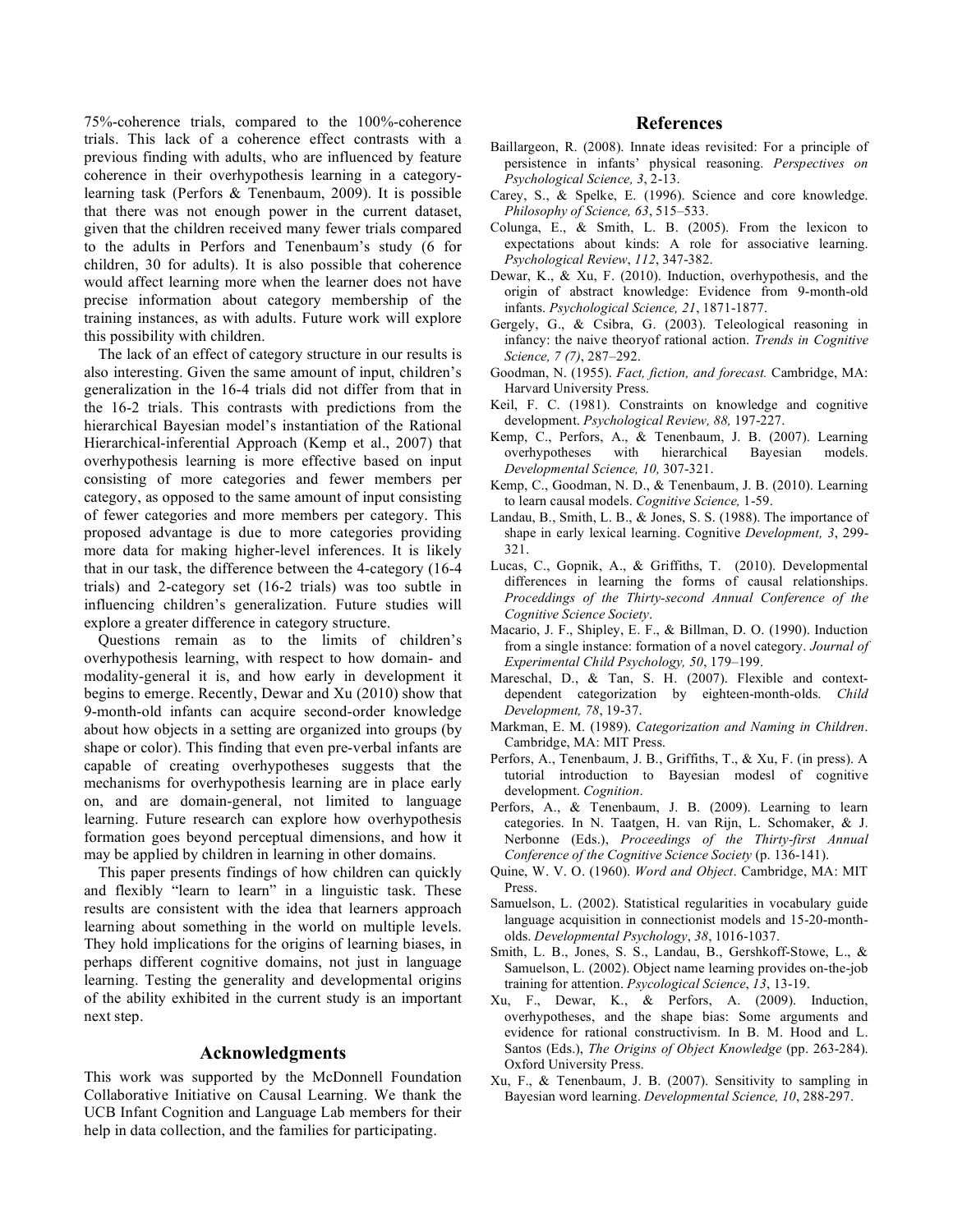75%-coherence trials, compared to the 100%-coherence trials. This lack of a coherence effect contrasts with a previous finding with adults, who are influenced by feature coherence in their overhypothesis learning in a category-learning task (Perfors & Tenenbaum, 2009). It is possible that there was not enough power in the current dataset, given that the children received many fewer trials compared to the adults in Perfors and Tenenbaum's study (6 for children, 30 for adults). It is also possible that coherence would affect learning more when the learner does not have precise information about category membership of the training instances, as with adults. Future work will explore this possibility with children.

The lack of an effect of category structure in our results is also interesting. Given the same amount of input, children's generalization in the 16-4 trials did not differ from that in the 16-2 trials. This contrasts with predictions from the hierarchical Bayesian model's instantiation of the Rational Hierarchical-inferential Approach (Kemp et al., 2007) that overhypothesis learning is more effective based on input consisting of more categories and fewer members per category, as opposed to the same amount of input consisting of fewer categories and more members per category. This proposed advantage is due to more categories providing more data for making higher-level inferences. It is likely that in our task, the difference between the 4-category (16-4 trials) and 2-category set (16-2 trials) was too subtle in influencing children's generalization. Future studies will explore a greater difference in category structure.

Questions remain as to the limits of children's overhypothesis learning, with respect to how domain- and modality-general it is, and how early in development it begins to emerge. Recently, Dewar and Xu (2010) show that 9-month-old infants can acquire second-order knowledge about how objects in a setting are organized into groups (by shape or color). This finding that even pre-verbal infants are capable of creating overhypotheses suggests that the mechanisms for overhypothesis learning are in place early on, and are domain-general, not limited to language learning. Future research can explore how overhypothesis formation goes beyond perceptual dimensions, and how it may be applied by children in learning in other domains.

This paper presents findings of how children can quickly and flexibly "learn to learn" in a linguistic task. These results are consistent with the idea that learners approach learning about something in the world on multiple levels. They hold implications for the origins of learning biases, in perhaps different cognitive domains, not just in language learning. Testing the generality and developmental origins of the ability exhibited in the current study is an important next step.

## Acknowledgments

This work was supported by the McDonnell Foundation Collaborative Initiative on Causal Learning. We thank the UCB Infant Cognition and Language Lab members for their help in data collection, and the families for participating.

## References

Baillargeon, R. (2008). Innate ideas revisited: For a principle of persistence in infants' physical reasoning. *Perspectives on Psychological Science, 3*, 2-13.

Carey, S., & Spelke, E. (1996). Science and core knowledge. *Philosophy of Science, 63*, 515–533.

Colunga, E., & Smith, L. B. (2005). From the lexicon to expectations about kinds: A role for associative learning. *Psychological Review*, *112*, 347-382.

Dewar, K., & Xu, F. (2010). Induction, overhypothesis, and the origin of abstract knowledge: Evidence from 9-month-old infants. *Psychological Science, 21*, 1871-1877.

Gergely, G., & Csibra, G. (2003). Teleological reasoning in infancy: the naive theoryof rational action. *Trends in Cognitive Science, 7 (7)*, 287–292.

Goodman, N. (1955). *Fact, fiction, and forecast.* Cambridge, MA: Harvard University Press.

Keil, F. C. (1981). Constraints on knowledge and cognitive development. *Psychological Review, 88,* 197-227.

Kemp, C., Perfors, A., & Tenenbaum, J. B. (2007). Learning overhypotheses with hierarchical Bayesian models. *Developmental Science, 10,* 307-321.

Kemp, C., Goodman, N. D., & Tenenbaum, J. B. (2010). Learning to learn causal models. *Cognitive Science,* 1-59.

Landau, B., Smith, L. B., & Jones, S. S. (1988). The importance of shape in early lexical learning. Cognitive *Development, 3*, 299-321.

Lucas, C., Gopnik, A., & Griffiths, T. (2010). Developmental differences in learning the forms of causal relationships. *Proceddings of the Thirty-second Annual Conference of the Cognitive Science Society*.

Macario, J. F., Shipley, E. F., & Billman, D. O. (1990). Induction from a single instance: formation of a novel category. *Journal of Experimental Child Psychology, 50*, 179–199.

Mareschal, D., & Tan, S. H. (2007). Flexible and context-dependent categorization by eighteen-month-olds. *Child Development, 78*, 19-37.

Markman, E. M. (1989). *Categorization and Naming in Children*. Cambridge, MA: MIT Press.

Perfors, A., Tenenbaum, J. B., Griffiths, T., & Xu, F. (in press). A tutorial introduction to Bayesian modesl of cognitive development. *Cognition*.

Perfors, A., & Tenenbaum, J. B. (2009). Learning to learn categories. In N. Taatgen, H. van Rijn, L. Schomaker, & J. Nerbonne (Eds.), *Proceedings of the Thirty-first Annual Conference of the Cognitive Science Society* (p. 136-141).

Quine, W. V. O. (1960). *Word and Object*. Cambridge, MA: MIT Press.

Samuelson, L. (2002). Statistical regularities in vocabulary guide language acquisition in connectionist models and 15-20-month-olds. *Developmental Psychology*, *38*, 1016-1037.

Smith, L. B., Jones, S. S., Landau, B., Gershkoff-Stowe, L., & Samuelson, L. (2002). Object name learning provides on-the-job training for attention. *Psycological Science*, *13*, 13-19.

Xu, F., Dewar, K., & Perfors, A. (2009). Induction, overhypotheses, and the shape bias: Some arguments and evidence for rational constructivism. In B. M. Hood and L. Santos (Eds.), *The Origins of Object Knowledge* (pp. 263-284). Oxford University Press.

Xu, F., & Tenenbaum, J. B. (2007). Sensitivity to sampling in Bayesian word learning. *Developmental Science, 10*, 288-297.